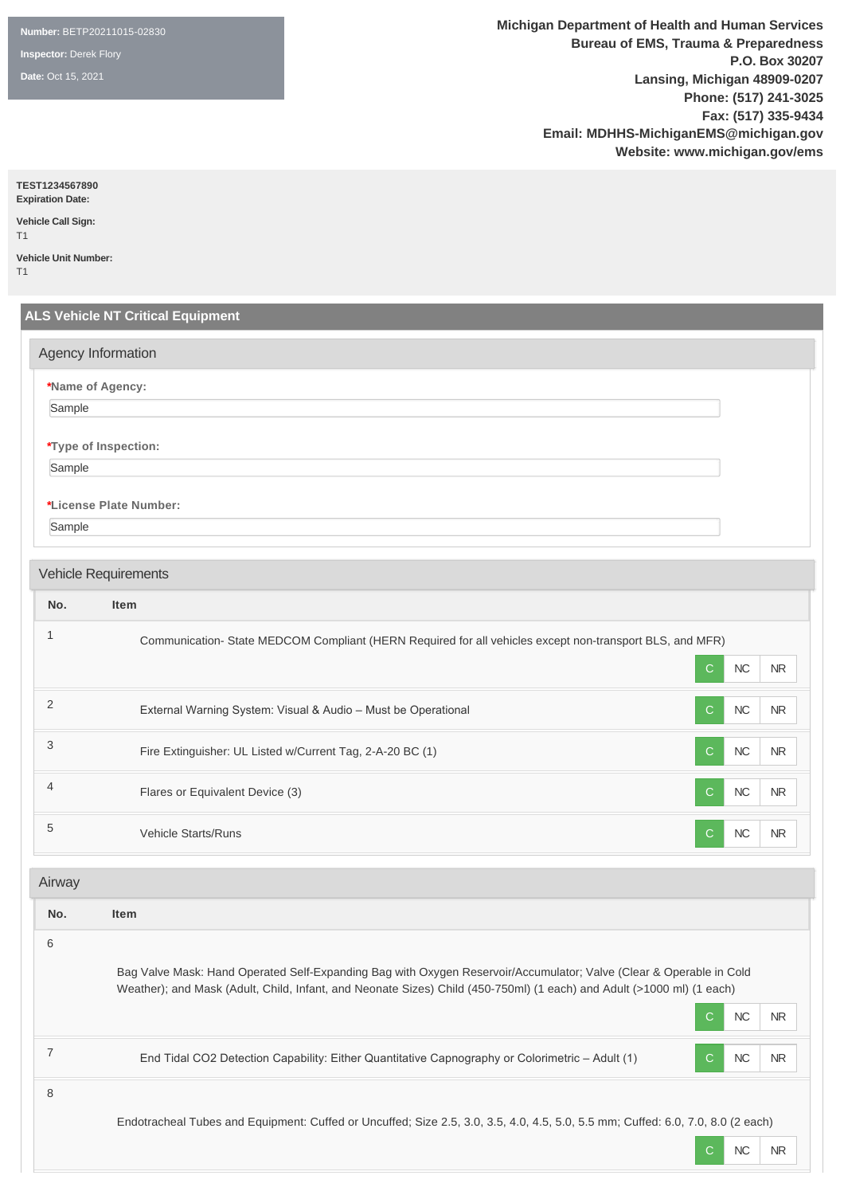**Number:** BETP20211015-02830

**Inspector:** Derek Flory

**Date:** Oct 15, 2021

**Michigan Department of Health and Human Services**
**Bureau of EMS, Trauma & Preparedness**
**P.O. Box 30207**
**Lansing, Michigan 48909-0207**
**Phone: (517) 241-3025**
**Fax: (517) 335-9434**
**Email: MDHHS-MichiganEMS@michigan.gov**
**Website: www.michigan.gov/ems**

**TEST1234567890**
**Expiration Date:**

**Vehicle Call Sign:**
T1

**Vehicle Unit Number:**
T1

## ALS Vehicle NT Critical Equipment

### Agency Information

***Name of Agency:**
Sample

***Type of Inspection:**
Sample

***License Plate Number:**
Sample

### Vehicle Requirements

| No. | Item | Status |
|---|---|---|
| 1 | Communication- State MEDCOM Compliant (HERN Required for all vehicles except non-transport BLS, and MFR) | C |
| 2 | External Warning System: Visual & Audio – Must be Operational | C |
| 3 | Fire Extinguisher: UL Listed w/Current Tag, 2-A-20 BC (1) | C |
| 4 | Flares or Equivalent Device (3) | C |
| 5 | Vehicle Starts/Runs | C |

### Airway

| No. | Item | Status |
|---|---|---|
| 6 | Bag Valve Mask: Hand Operated Self-Expanding Bag with Oxygen Reservoir/Accumulator; Valve (Clear & Operable in Cold Weather); and Mask (Adult, Child, Infant, and Neonate Sizes) Child (450-750ml) (1 each) and Adult (>1000 ml) (1 each) | C |
| 7 | End Tidal CO2 Detection Capability: Either Quantitative Capnography or Colorimetric – Adult (1) | C |
| 8 | Endotracheal Tubes and Equipment: Cuffed or Uncuffed; Size 2.5, 3.0, 3.5, 4.0, 4.5, 5.0, 5.5 mm; Cuffed: 6.0, 7.0, 8.0 (2 each) | C |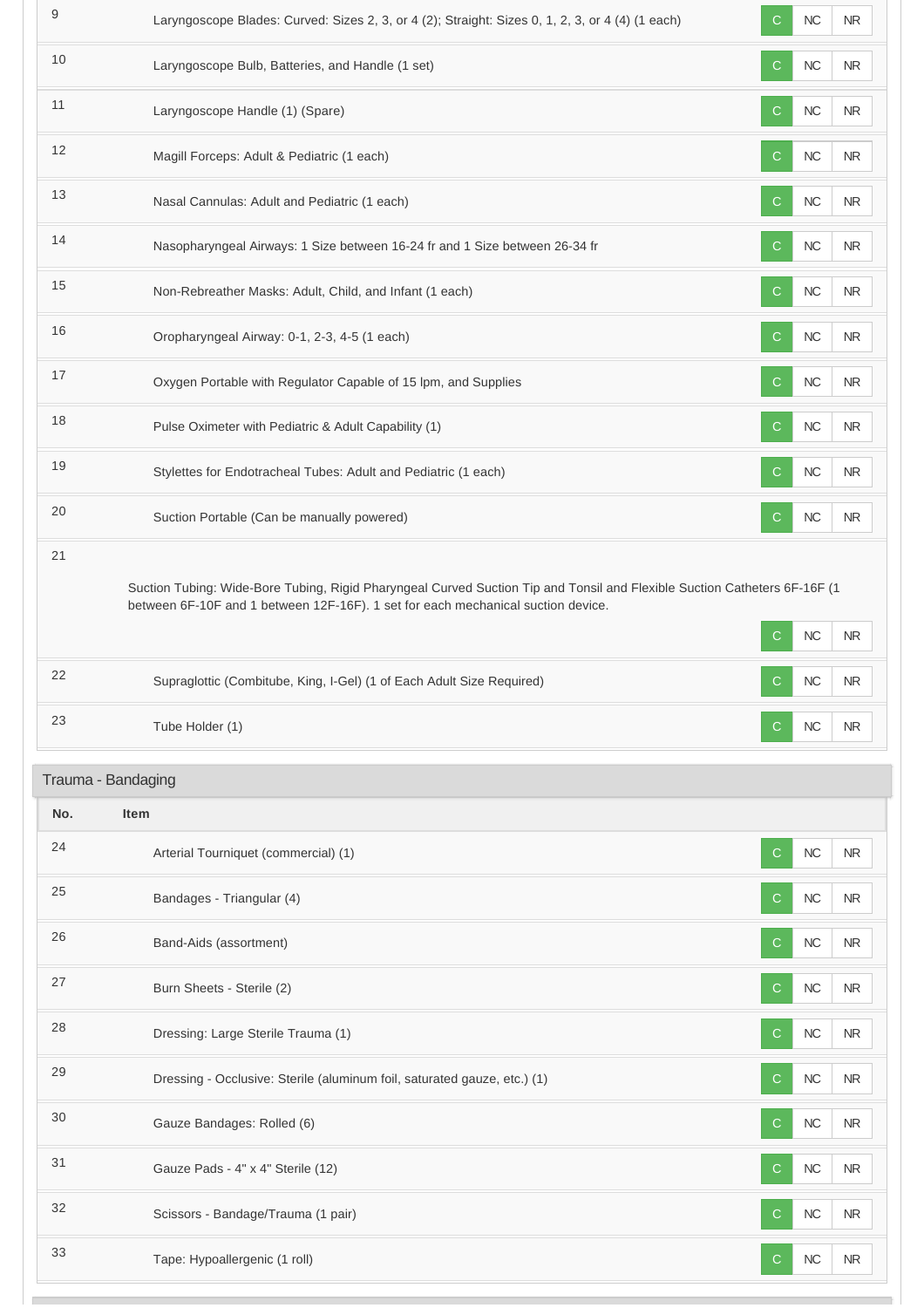| No. | Item | | | |
|---|---|---|---|---|
| 9 | Laryngoscope Blades: Curved: Sizes 2, 3, or 4 (2); Straight: Sizes 0, 1, 2, 3, or 4 (4) (1 each) | C | NC | NR |
| 10 | Laryngoscope Bulb, Batteries, and Handle (1 set) | C | NC | NR |
| 11 | Laryngoscope Handle (1) (Spare) | C | NC | NR |
| 12 | Magill Forceps: Adult & Pediatric (1 each) | C | NC | NR |
| 13 | Nasal Cannulas: Adult and Pediatric (1 each) | C | NC | NR |
| 14 | Nasopharyngeal Airways: 1 Size between 16-24 fr and 1 Size between 26-34 fr | C | NC | NR |
| 15 | Non-Rebreather Masks: Adult, Child, and Infant (1 each) | C | NC | NR |
| 16 | Oropharyngeal Airway: 0-1, 2-3, 4-5 (1 each) | C | NC | NR |
| 17 | Oxygen Portable with Regulator Capable of 15 lpm, and Supplies | C | NC | NR |
| 18 | Pulse Oximeter with Pediatric & Adult Capability (1) | C | NC | NR |
| 19 | Stylettes for Endotracheal Tubes: Adult and Pediatric (1 each) | C | NC | NR |
| 20 | Suction Portable (Can be manually powered) | C | NC | NR |
| 21 | Suction Tubing: Wide-Bore Tubing, Rigid Pharyngeal Curved Suction Tip and Tonsil and Flexible Suction Catheters 6F-16F (1 between 6F-10F and 1 between 12F-16F). 1 set for each mechanical suction device. | C | NC | NR |
| 22 | Supraglottic (Combitube, King, I-Gel) (1 of Each Adult Size Required) | C | NC | NR |
| 23 | Tube Holder (1) | C | NC | NR |

## Trauma - Bandaging

| No. | Item | | | |
|---|---|---|---|---|
| 24 | Arterial Tourniquet (commercial) (1) | C | NC | NR |
| 25 | Bandages - Triangular (4) | C | NC | NR |
| 26 | Band-Aids (assortment) | C | NC | NR |
| 27 | Burn Sheets - Sterile (2) | C | NC | NR |
| 28 | Dressing: Large Sterile Trauma (1) | C | NC | NR |
| 29 | Dressing - Occlusive: Sterile (aluminum foil, saturated gauze, etc.) (1) | C | NC | NR |
| 30 | Gauze Bandages: Rolled (6) | C | NC | NR |
| 31 | Gauze Pads - 4" x 4" Sterile (12) | C | NC | NR |
| 32 | Scissors - Bandage/Trauma (1 pair) | C | NC | NR |
| 33 | Tape: Hypoallergenic (1 roll) | C | NC | NR |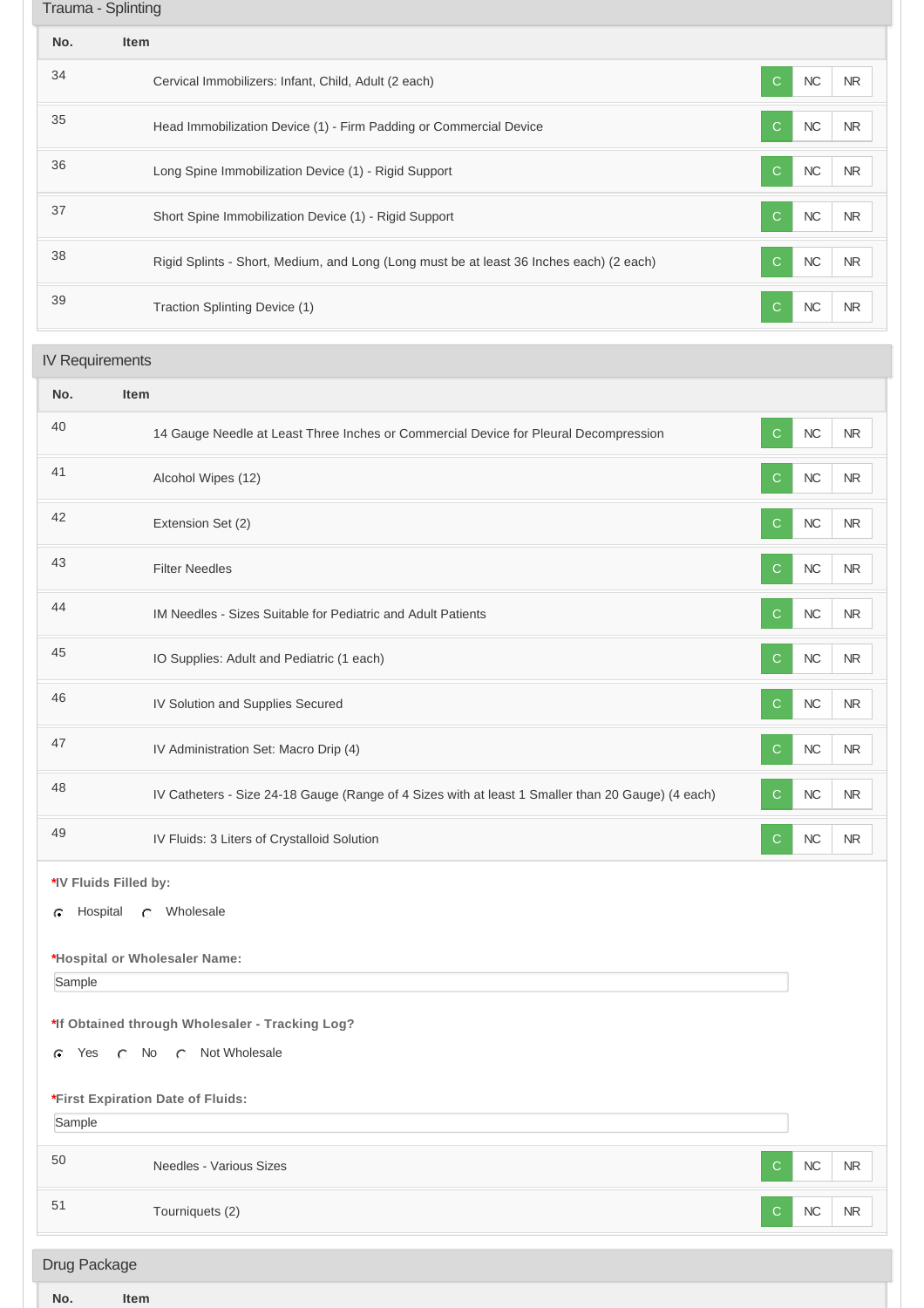## Trauma - Splinting

| No. | Item | | | |
|---|---|---|---|---|
| 34 | Cervical Immobilizers: Infant, Child, Adult (2 each) | C | NC | NR |
| 35 | Head Immobilization Device (1) - Firm Padding or Commercial Device | C | NC | NR |
| 36 | Long Spine Immobilization Device (1) - Rigid Support | C | NC | NR |
| 37 | Short Spine Immobilization Device (1) - Rigid Support | C | NC | NR |
| 38 | Rigid Splints - Short, Medium, and Long (Long must be at least 36 Inches each) (2 each) | C | NC | NR |
| 39 | Traction Splinting Device (1) | C | NC | NR |

## IV Requirements

| No. | Item | | | |
|---|---|---|---|---|
| 40 | 14 Gauge Needle at Least Three Inches or Commercial Device for Pleural Decompression | C | NC | NR |
| 41 | Alcohol Wipes (12) | C | NC | NR |
| 42 | Extension Set (2) | C | NC | NR |
| 43 | Filter Needles | C | NC | NR |
| 44 | IM Needles - Sizes Suitable for Pediatric and Adult Patients | C | NC | NR |
| 45 | IO Supplies: Adult and Pediatric (1 each) | C | NC | NR |
| 46 | IV Solution and Supplies Secured | C | NC | NR |
| 47 | IV Administration Set: Macro Drip (4) | C | NC | NR |
| 48 | IV Catheters - Size 24-18 Gauge (Range of 4 Sizes with at least 1 Smaller than 20 Gauge) (4 each) | C | NC | NR |
| 49 | IV Fluids: 3 Liters of Crystalloid Solution | C | NC | NR |

***IV Fluids Filled by:**

- (●) Hospital
- ( ) Wholesale

***Hospital or Wholesaler Name:**

Sample

***If Obtained through Wholesaler - Tracking Log?**

- (●) Yes
- ( ) No
- ( ) Not Wholesale

***First Expiration Date of Fluids:**

Sample

| No. | Item | | | |
|---|---|---|---|---|
| 50 | Needles - Various Sizes | C | NC | NR |
| 51 | Tourniquets (2) | C | NC | NR |

## Drug Package

| No. | Item |
|---|---|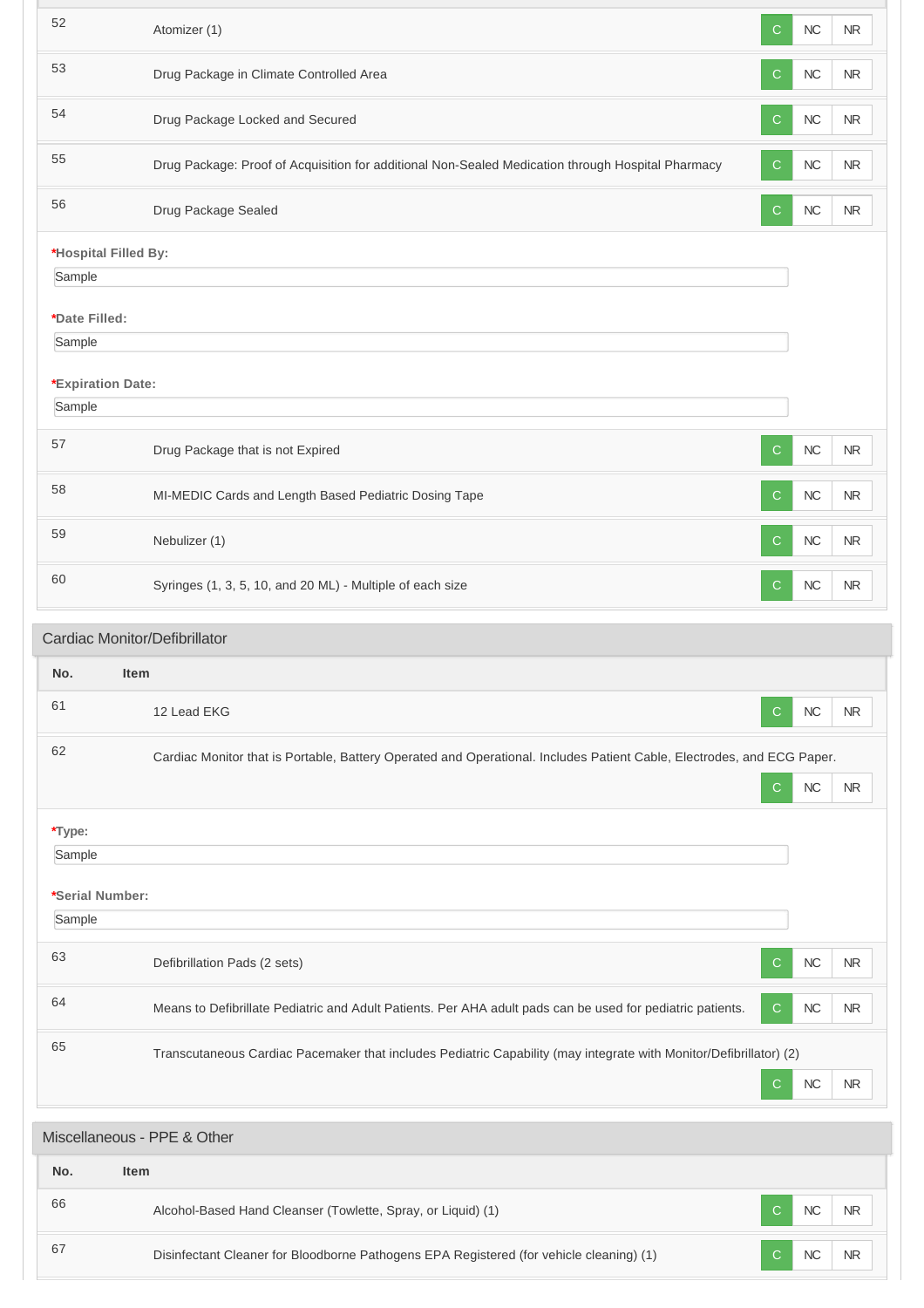| No. | Item | | | |
|---|---|---|---|---|
| 52 | Atomizer (1) | C | NC | NR |
| 53 | Drug Package in Climate Controlled Area | C | NC | NR |
| 54 | Drug Package Locked and Secured | C | NC | NR |
| 55 | Drug Package: Proof of Acquisition for additional Non-Sealed Medication through Hospital Pharmacy | C | NC | NR |
| 56 | Drug Package Sealed | C | NC | NR |

**\*Hospital Filled By:**

Sample

**\*Date Filled:**

Sample

**\*Expiration Date:**

Sample

| No. | Item | | | |
|---|---|---|---|---|
| 57 | Drug Package that is not Expired | C | NC | NR |
| 58 | MI-MEDIC Cards and Length Based Pediatric Dosing Tape | C | NC | NR |
| 59 | Nebulizer (1) | C | NC | NR |
| 60 | Syringes (1, 3, 5, 10, and 20 ML) - Multiple of each size | C | NC | NR |

## Cardiac Monitor/Defibrillator

| No. | Item | | | |
|---|---|---|---|---|
| 61 | 12 Lead EKG | C | NC | NR |
| 62 | Cardiac Monitor that is Portable, Battery Operated and Operational. Includes Patient Cable, Electrodes, and ECG Paper. | C | NC | NR |

**\*Type:**

Sample

**\*Serial Number:**

Sample

| No. | Item | | | |
|---|---|---|---|---|
| 63 | Defibrillation Pads (2 sets) | C | NC | NR |
| 64 | Means to Defibrillate Pediatric and Adult Patients. Per AHA adult pads can be used for pediatric patients. | C | NC | NR |
| 65 | Transcutaneous Cardiac Pacemaker that includes Pediatric Capability (may integrate with Monitor/Defibrillator) (2) | C | NC | NR |

## Miscellaneous - PPE & Other

| No. | Item | | | |
|---|---|---|---|---|
| 66 | Alcohol-Based Hand Cleanser (Towlette, Spray, or Liquid) (1) | C | NC | NR |
| 67 | Disinfectant Cleaner for Bloodborne Pathogens EPA Registered (for vehicle cleaning) (1) | C | NC | NR |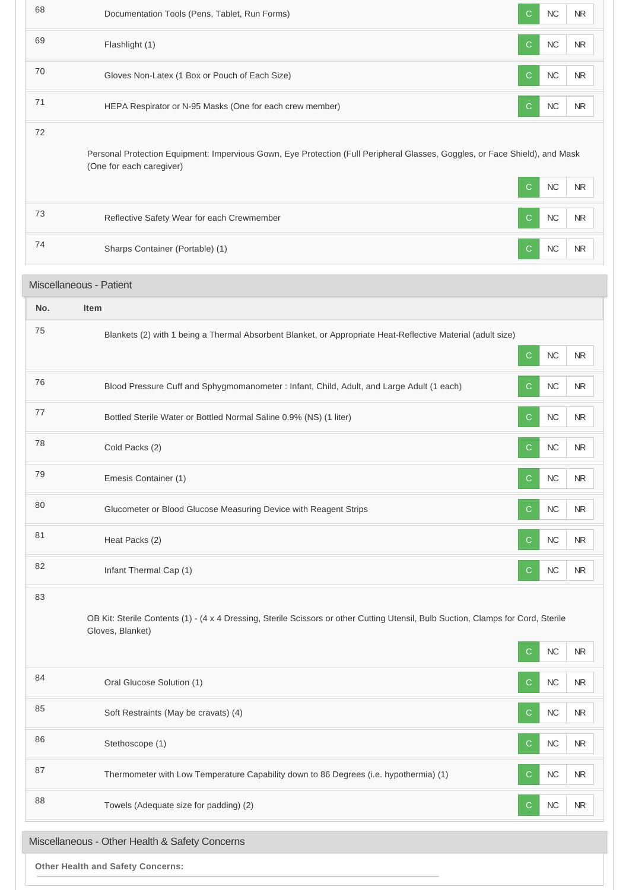| No. | Item | Status |
|---|---|---|
| 68 | Documentation Tools (Pens, Tablet, Run Forms) | C NC NR |
| 69 | Flashlight (1) | C NC NR |
| 70 | Gloves Non-Latex (1 Box or Pouch of Each Size) | C NC NR |
| 71 | HEPA Respirator or N-95 Masks (One for each crew member) | C NC NR |
| 72 | Personal Protection Equipment: Impervious Gown, Eye Protection (Full Peripheral Glasses, Goggles, or Face Shield), and Mask (One for each caregiver) | C NC NR |
| 73 | Reflective Safety Wear for each Crewmember | C NC NR |
| 74 | Sharps Container (Portable) (1) | C NC NR |

## Miscellaneous - Patient

| No. | Item | Status |
|---|---|---|
| 75 | Blankets (2) with 1 being a Thermal Absorbent Blanket, or Appropriate Heat-Reflective Material (adult size) | C NC NR |
| 76 | Blood Pressure Cuff and Sphygmomanometer : Infant, Child, Adult, and Large Adult (1 each) | C NC NR |
| 77 | Bottled Sterile Water or Bottled Normal Saline 0.9% (NS) (1 liter) | C NC NR |
| 78 | Cold Packs (2) | C NC NR |
| 79 | Emesis Container (1) | C NC NR |
| 80 | Glucometer or Blood Glucose Measuring Device with Reagent Strips | C NC NR |
| 81 | Heat Packs (2) | C NC NR |
| 82 | Infant Thermal Cap (1) | C NC NR |
| 83 | OB Kit: Sterile Contents (1) - (4 x 4 Dressing, Sterile Scissors or other Cutting Utensil, Bulb Suction, Clamps for Cord, Sterile Gloves, Blanket) | C NC NR |
| 84 | Oral Glucose Solution (1) | C NC NR |
| 85 | Soft Restraints (May be cravats) (4) | C NC NR |
| 86 | Stethoscope (1) | C NC NR |
| 87 | Thermometer with Low Temperature Capability down to 86 Degrees (i.e. hypothermia) (1) | C NC NR |
| 88 | Towels (Adequate size for padding) (2) | C NC NR |

## Miscellaneous - Other Health & Safety Concerns

**Other Health and Safety Concerns:**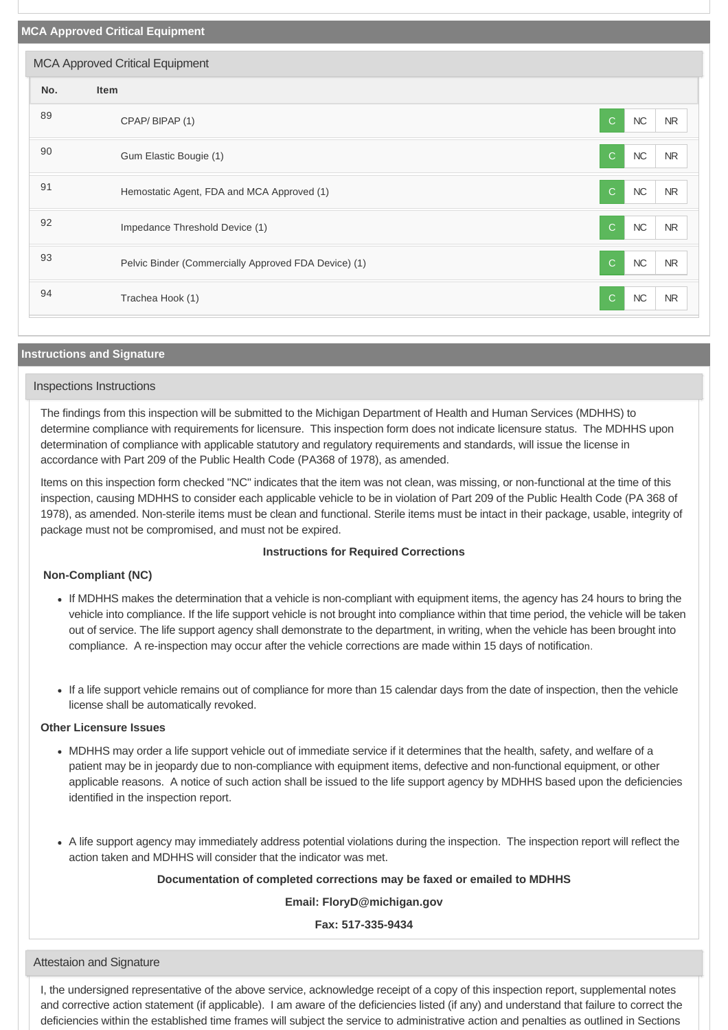## MCA Approved Critical Equipment

### MCA Approved Critical Equipment

| No. | Item | C | NC | NR |
|---|---|---|---|---|
| 89 | CPAP/ BIPAP (1) | C | NC | NR |
| 90 | Gum Elastic Bougie (1) | C | NC | NR |
| 91 | Hemostatic Agent, FDA and MCA Approved (1) | C | NC | NR |
| 92 | Impedance Threshold Device (1) | C | NC | NR |
| 93 | Pelvic Binder (Commercially Approved FDA Device) (1) | C | NC | NR |
| 94 | Trachea Hook (1) | C | NC | NR |

## Instructions and Signature

### Inspections Instructions

The findings from this inspection will be submitted to the Michigan Department of Health and Human Services (MDHHS) to determine compliance with requirements for licensure. This inspection form does not indicate licensure status. The MDHHS upon determination of compliance with applicable statutory and regulatory requirements and standards, will issue the license in accordance with Part 209 of the Public Health Code (PA368 of 1978), as amended.

Items on this inspection form checked "NC" indicates that the item was not clean, was missing, or non-functional at the time of this inspection, causing MDHHS to consider each applicable vehicle to be in violation of Part 209 of the Public Health Code (PA 368 of 1978), as amended. Non-sterile items must be clean and functional. Sterile items must be intact in their package, usable, integrity of package must not be compromised, and must not be expired.

**Instructions for Required Corrections**

**Non-Compliant (NC)**

- If MDHHS makes the determination that a vehicle is non-compliant with equipment items, the agency has 24 hours to bring the vehicle into compliance. If the life support vehicle is not brought into compliance within that time period, the vehicle will be taken out of service. The life support agency shall demonstrate to the department, in writing, when the vehicle has been brought into compliance. A re-inspection may occur after the vehicle corrections are made within 15 days of notification.

- If a life support vehicle remains out of compliance for more than 15 calendar days from the date of inspection, then the vehicle license shall be automatically revoked.

**Other Licensure Issues**

- MDHHS may order a life support vehicle out of immediate service if it determines that the health, safety, and welfare of a patient may be in jeopardy due to non-compliance with equipment items, defective and non-functional equipment, or other applicable reasons. A notice of such action shall be issued to the life support agency by MDHHS based upon the deficiencies identified in the inspection report.

- A life support agency may immediately address potential violations during the inspection. The inspection report will reflect the action taken and MDHHS will consider that the indicator was met.

**Documentation of completed corrections may be faxed or emailed to MDHHS**

**Email: FloryD@michigan.gov**

**Fax: 517-335-9434**

### Attestaion and Signature

I, the undersigned representative of the above service, acknowledge receipt of a copy of this inspection report, supplemental notes and corrective action statement (if applicable). I am aware of the deficiencies listed (if any) and understand that failure to correct the deficiencies within the established time frames will subject the service to administrative action and penalties as outlined in Sections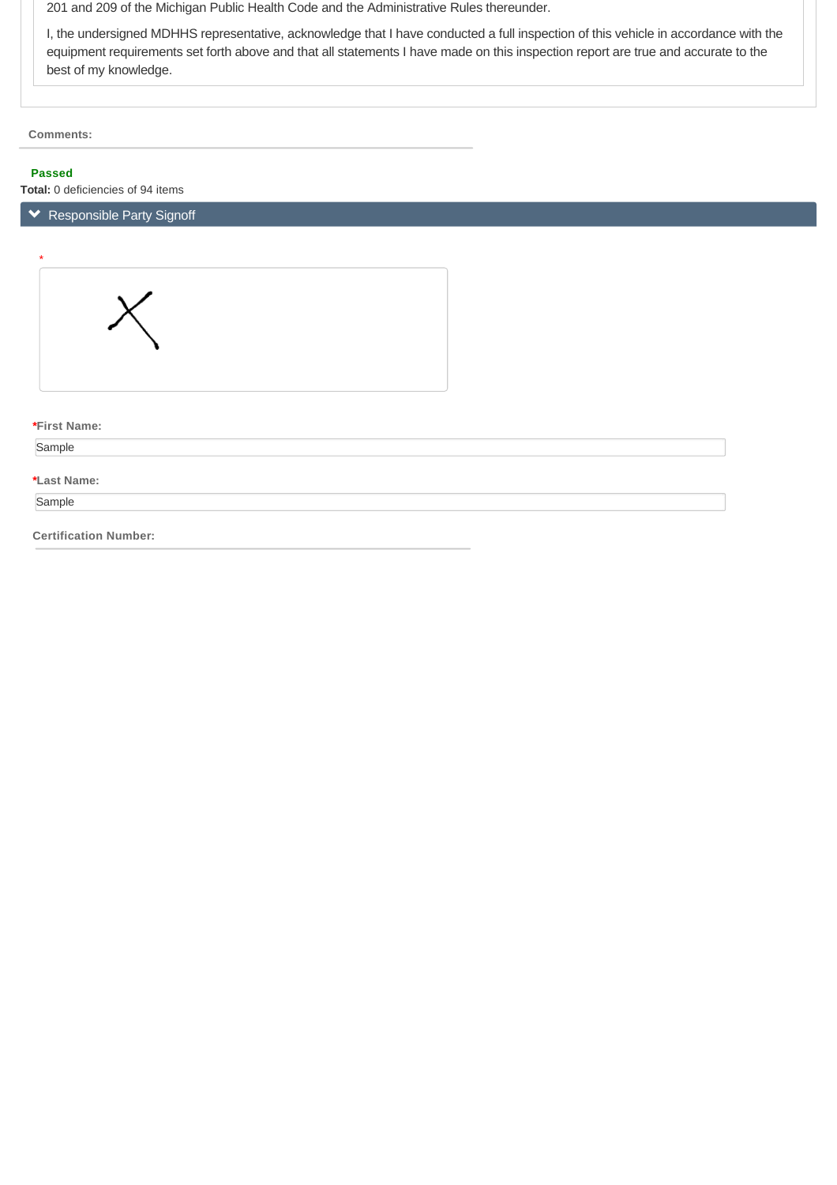201 and 209 of the Michigan Public Health Code and the Administrative Rules thereunder.

I, the undersigned MDHHS representative, acknowledge that I have conducted a full inspection of this vehicle in accordance with the equipment requirements set forth above and that all statements I have made on this inspection report are true and accurate to the best of my knowledge.

**Comments:**

**Passed**

**Total:** 0 deficiencies of 94 items

## Responsible Party Signoff

*

**\*First Name:**

Sample

**\*Last Name:**

Sample

**Certification Number:**